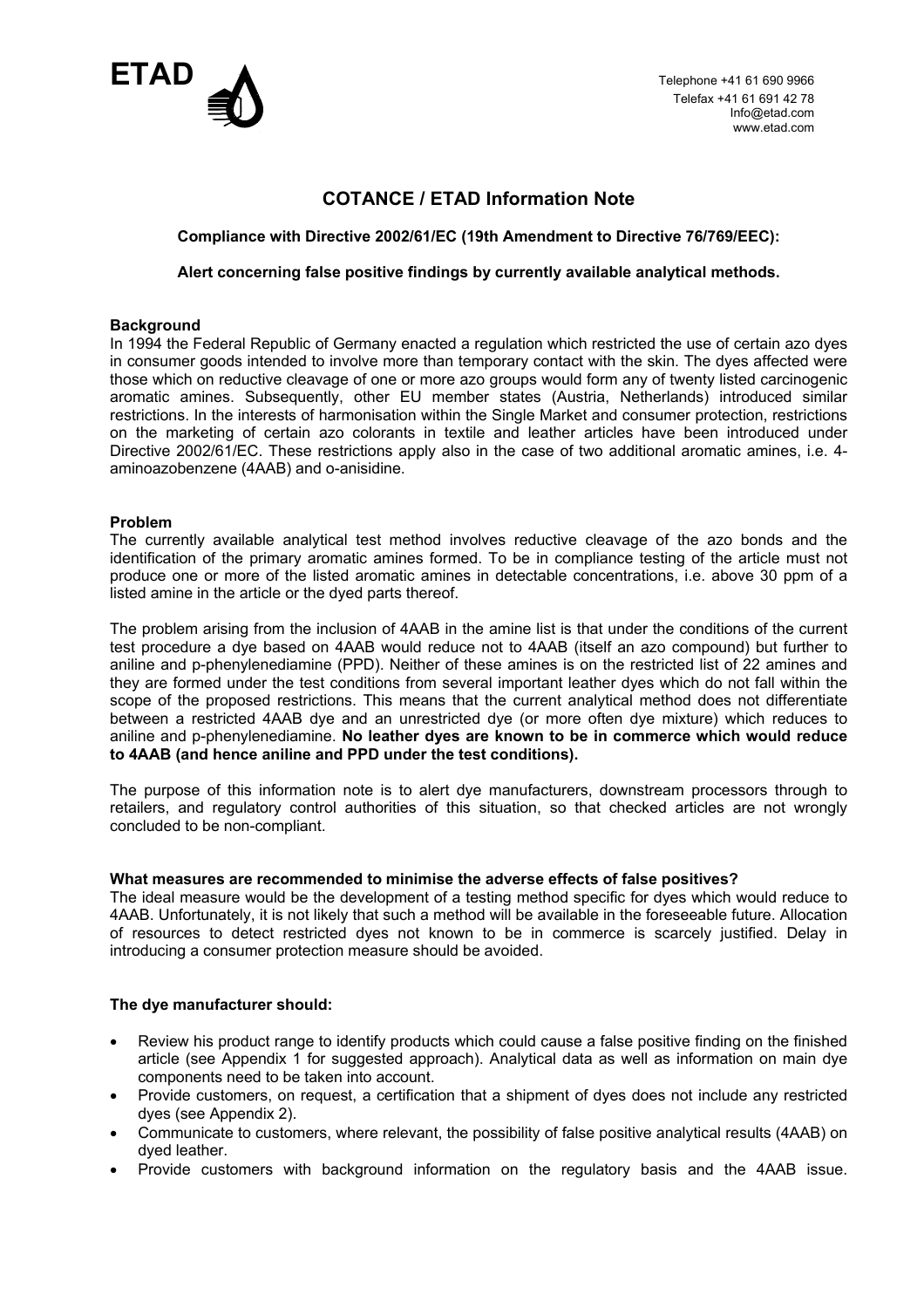ETAD

Telephone +41 61 690 9966
Telefax +41 61 691 42 78
Info@etad.com
www.etad.com

# COTANCE / ETAD Information Note

**Compliance with Directive 2002/61/EC (19th Amendment to Directive 76/769/EEC):**

**Alert concerning false positive findings by currently available analytical methods.**

## Background

In 1994 the Federal Republic of Germany enacted a regulation which restricted the use of certain azo dyes in consumer goods intended to involve more than temporary contact with the skin. The dyes affected were those which on reductive cleavage of one or more azo groups would form any of twenty listed carcinogenic aromatic amines. Subsequently, other EU member states (Austria, Netherlands) introduced similar restrictions. In the interests of harmonisation within the Single Market and consumer protection, restrictions on the marketing of certain azo colorants in textile and leather articles have been introduced under Directive 2002/61/EC. These restrictions apply also in the case of two additional aromatic amines, i.e. 4-aminoazobenzene (4AAB) and o-anisidine.

## Problem

The currently available analytical test method involves reductive cleavage of the azo bonds and the identification of the primary aromatic amines formed. To be in compliance testing of the article must not produce one or more of the listed aromatic amines in detectable concentrations, i.e. above 30 ppm of a listed amine in the article or the dyed parts thereof.

The problem arising from the inclusion of 4AAB in the amine list is that under the conditions of the current test procedure a dye based on 4AAB would reduce not to 4AAB (itself an azo compound) but further to aniline and p-phenylenediamine (PPD). Neither of these amines is on the restricted list of 22 amines and they are formed under the test conditions from several important leather dyes which do not fall within the scope of the proposed restrictions. This means that the current analytical method does not differentiate between a restricted 4AAB dye and an unrestricted dye (or more often dye mixture) which reduces to aniline and p-phenylenediamine. **No leather dyes are known to be in commerce which would reduce to 4AAB (and hence aniline and PPD under the test conditions).**

The purpose of this information note is to alert dye manufacturers, downstream processors through to retailers, and regulatory control authorities of this situation, so that checked articles are not wrongly concluded to be non-compliant.

## What measures are recommended to minimise the adverse effects of false positives?

The ideal measure would be the development of a testing method specific for dyes which would reduce to 4AAB. Unfortunately, it is not likely that such a method will be available in the foreseeable future. Allocation of resources to detect restricted dyes not known to be in commerce is scarcely justified. Delay in introducing a consumer protection measure should be avoided.

### The dye manufacturer should:

- Review his product range to identify products which could cause a false positive finding on the finished article (see Appendix 1 for suggested approach). Analytical data as well as information on main dye components need to be taken into account.
- Provide customers, on request, a certification that a shipment of dyes does not include any restricted dyes (see Appendix 2).
- Communicate to customers, where relevant, the possibility of false positive analytical results (4AAB) on dyed leather.
- Provide customers with background information on the regulatory basis and the 4AAB issue.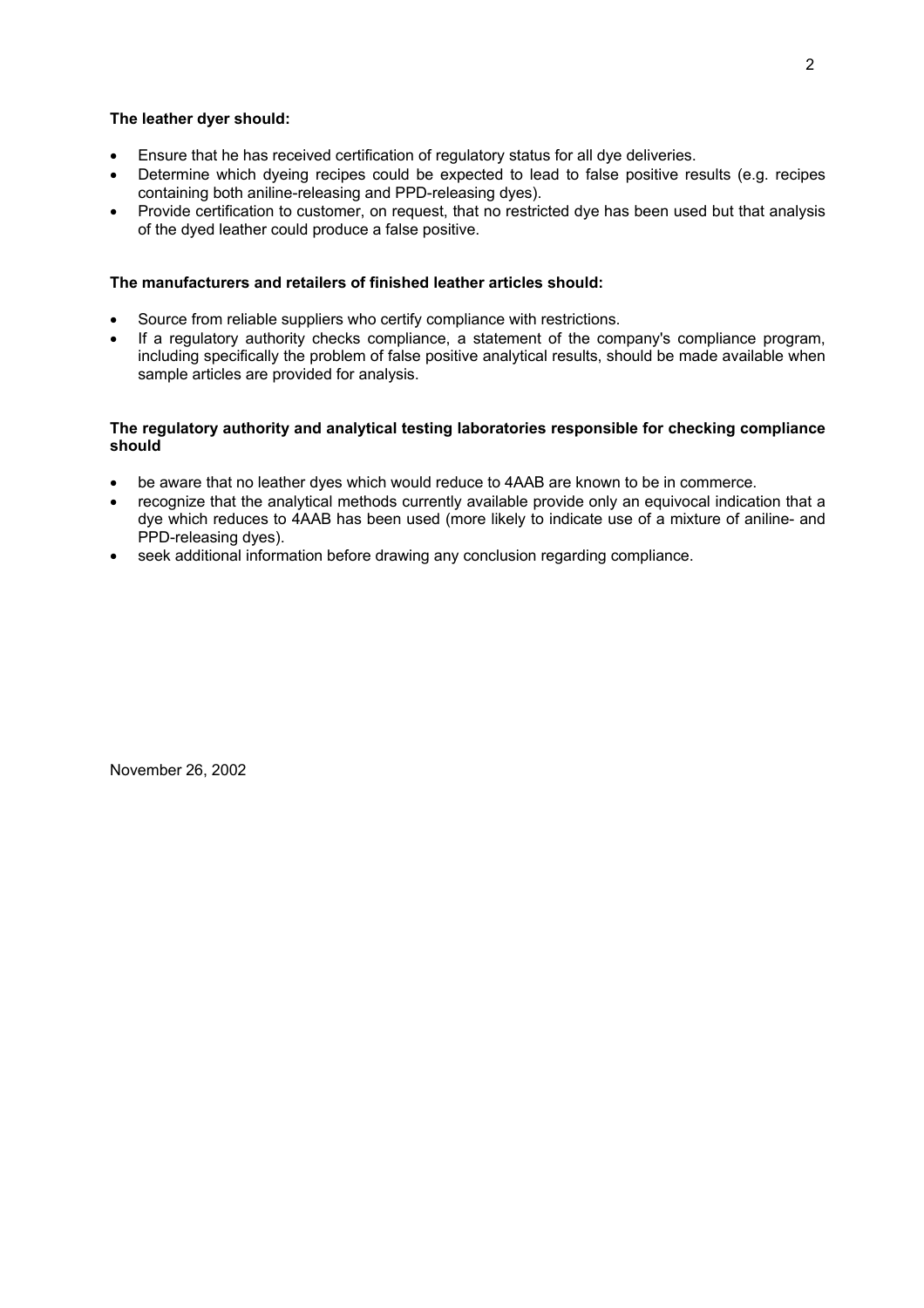**The leather dyer should:**

- Ensure that he has received certification of regulatory status for all dye deliveries.
- Determine which dyeing recipes could be expected to lead to false positive results (e.g. recipes containing both aniline-releasing and PPD-releasing dyes).
- Provide certification to customer, on request, that no restricted dye has been used but that analysis of the dyed leather could produce a false positive.

**The manufacturers and retailers of finished leather articles should:**

- Source from reliable suppliers who certify compliance with restrictions.
- If a regulatory authority checks compliance, a statement of the company's compliance program, including specifically the problem of false positive analytical results, should be made available when sample articles are provided for analysis.

**The regulatory authority and analytical testing laboratories responsible for checking compliance should**

- be aware that no leather dyes which would reduce to 4AAB are known to be in commerce.
- recognize that the analytical methods currently available provide only an equivocal indication that a dye which reduces to 4AAB has been used (more likely to indicate use of a mixture of aniline- and PPD-releasing dyes).
- seek additional information before drawing any conclusion regarding compliance.

November 26, 2002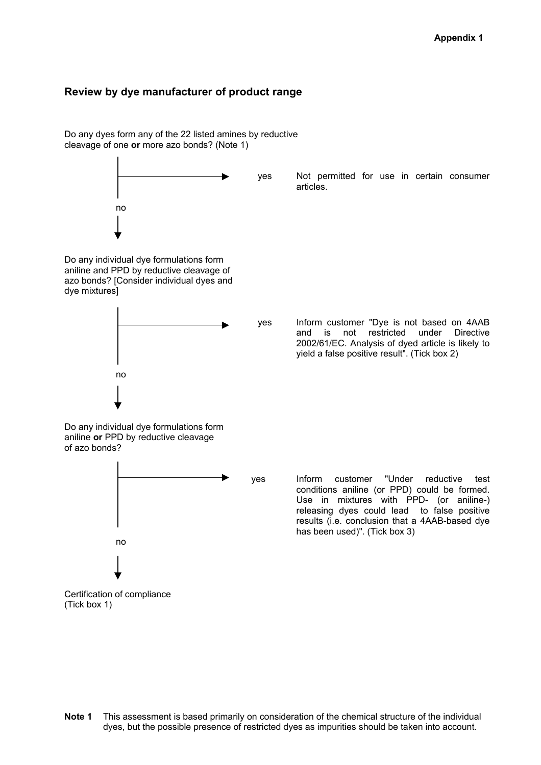Appendix 1

## Review by dye manufacturer of product range

Do any dyes form any of the 22 listed amines by reductive cleavage of one **or** more azo bonds? (Note 1)

- yes → Not permitted for use in certain consumer articles.
- no ↓

Do any individual dye formulations form aniline and PPD by reductive cleavage of azo bonds? [Consider individual dyes and dye mixtures]

- yes → Inform customer "Dye is not based on 4AAB and is not restricted under Directive 2002/61/EC. Analysis of dyed article is likely to yield a false positive result". (Tick box 2)
- no ↓

Do any individual dye formulations form aniline **or** PPD by reductive cleavage of azo bonds?

- yes → Inform customer "Under reductive test conditions aniline (or PPD) could be formed. Use in mixtures with PPD- (or aniline-) releasing dyes could lead to false positive results (i.e. conclusion that a 4AAB-based dye has been used)". (Tick box 3)
- no ↓

Certification of compliance (Tick box 1)

**Note 1** This assessment is based primarily on consideration of the chemical structure of the individual dyes, but the possible presence of restricted dyes as impurities should be taken into account.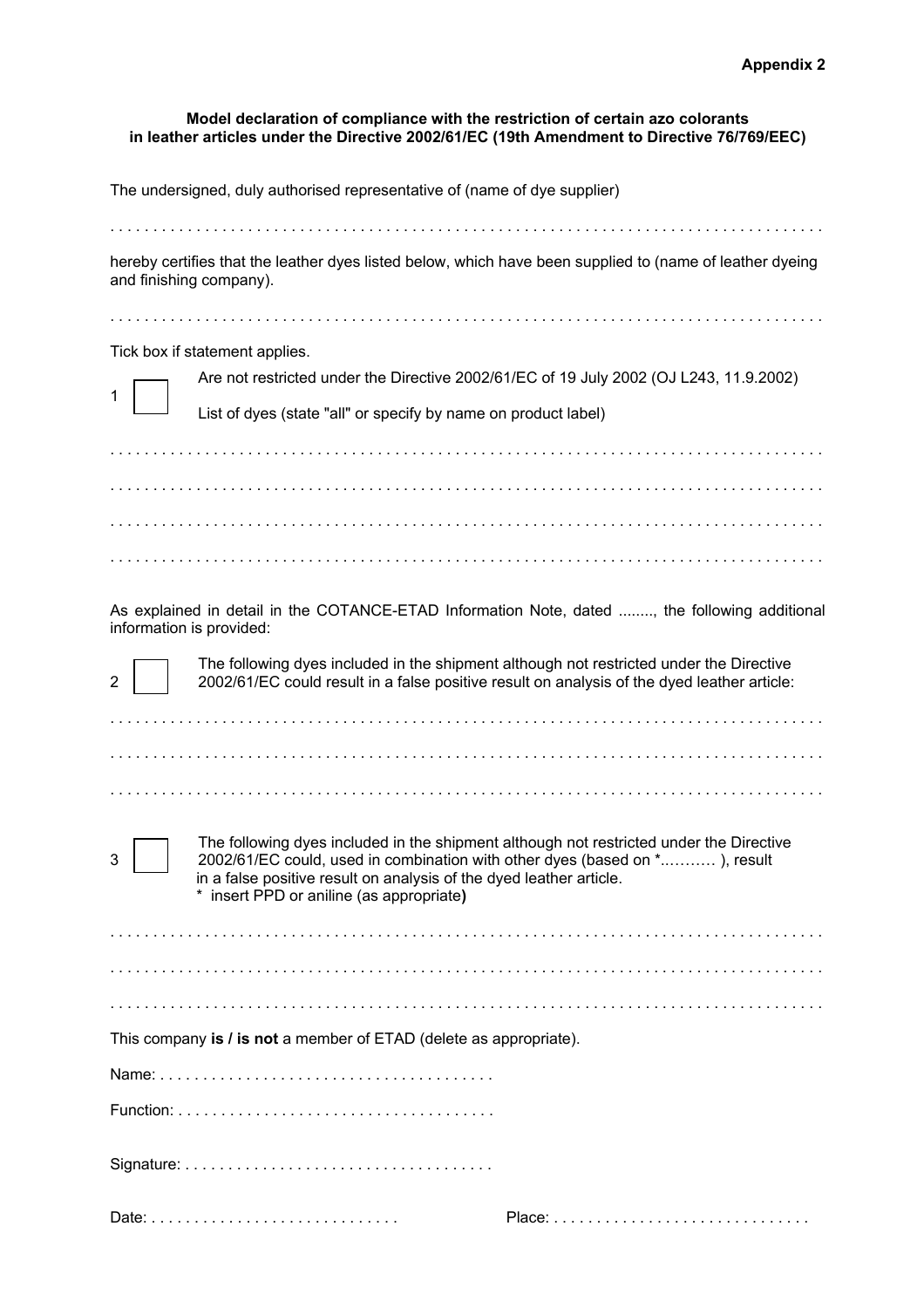**Appendix 2**

**Model declaration of compliance with the restriction of certain azo colorants in leather articles under the Directive 2002/61/EC (19th Amendment to Directive 76/769/EEC)**

The undersigned, duly authorised representative of (name of dye supplier)

. . . . . . . . . . . . . . . . . . . . . . . . . . . . . . . . . . . . . . . . . . . . . . . . . . . . . . . . . . . . . . . . . . . . . . . . . . . . . . . .

hereby certifies that the leather dyes listed below, which have been supplied to (name of leather dyeing and finishing company).

. . . . . . . . . . . . . . . . . . . . . . . . . . . . . . . . . . . . . . . . . . . . . . . . . . . . . . . . . . . . . . . . . . . . . . . . . . . . . . . .

Tick box if statement applies.

1 ☐ Are not restricted under the Directive 2002/61/EC of 19 July 2002 (OJ L243, 11.9.2002)

List of dyes (state "all" or specify by name on product label)

. . . . . . . . . . . . . . . . . . . . . . . . . . . . . . . . . . . . . . . . . . . . . . . . . . . . . . . . . . . . . . . . . . . . . . . . . . . . . . . .

. . . . . . . . . . . . . . . . . . . . . . . . . . . . . . . . . . . . . . . . . . . . . . . . . . . . . . . . . . . . . . . . . . . . . . . . . . . . . . . .

. . . . . . . . . . . . . . . . . . . . . . . . . . . . . . . . . . . . . . . . . . . . . . . . . . . . . . . . . . . . . . . . . . . . . . . . . . . . . . . .

. . . . . . . . . . . . . . . . . . . . . . . . . . . . . . . . . . . . . . . . . . . . . . . . . . . . . . . . . . . . . . . . . . . . . . . . . . . . . . . .

As explained in detail in the COTANCE-ETAD Information Note, dated ........, the following additional information is provided:

2 ☐ The following dyes included in the shipment although not restricted under the Directive 2002/61/EC could result in a false positive result on analysis of the dyed leather article:

. . . . . . . . . . . . . . . . . . . . . . . . . . . . . . . . . . . . . . . . . . . . . . . . . . . . . . . . . . . . . . . . . . . . . . . . . . . . . . . .

. . . . . . . . . . . . . . . . . . . . . . . . . . . . . . . . . . . . . . . . . . . . . . . . . . . . . . . . . . . . . . . . . . . . . . . . . . . . . . . .

. . . . . . . . . . . . . . . . . . . . . . . . . . . . . . . . . . . . . . . . . . . . . . . . . . . . . . . . . . . . . . . . . . . . . . . . . . . . . . . .

3 ☐ The following dyes included in the shipment although not restricted under the Directive 2002/61/EC could, used in combination with other dyes (based on *.......... ), result in a false positive result on analysis of the dyed leather article.
\* insert PPD or aniline (as appropriate)

. . . . . . . . . . . . . . . . . . . . . . . . . . . . . . . . . . . . . . . . . . . . . . . . . . . . . . . . . . . . . . . . . . . . . . . . . . . . . . . .

. . . . . . . . . . . . . . . . . . . . . . . . . . . . . . . . . . . . . . . . . . . . . . . . . . . . . . . . . . . . . . . . . . . . . . . . . . . . . . . .

. . . . . . . . . . . . . . . . . . . . . . . . . . . . . . . . . . . . . . . . . . . . . . . . . . . . . . . . . . . . . . . . . . . . . . . . . . . . . . . .

This company **is / is not** a member of ETAD (delete as appropriate).

Name: . . . . . . . . . . . . . . . . . . . . . . . . . . . . . . . . . . . . . .

Function: . . . . . . . . . . . . . . . . . . . . . . . . . . . . . . . . . . . .

Signature: . . . . . . . . . . . . . . . . . . . . . . . . . . . . . . . . . . .

Date: . . . . . . . . . . . . . . . . . . . . . . . . . . . . Place: . . . . . . . . . . . . . . . . . . . . . . . . . . . . . .